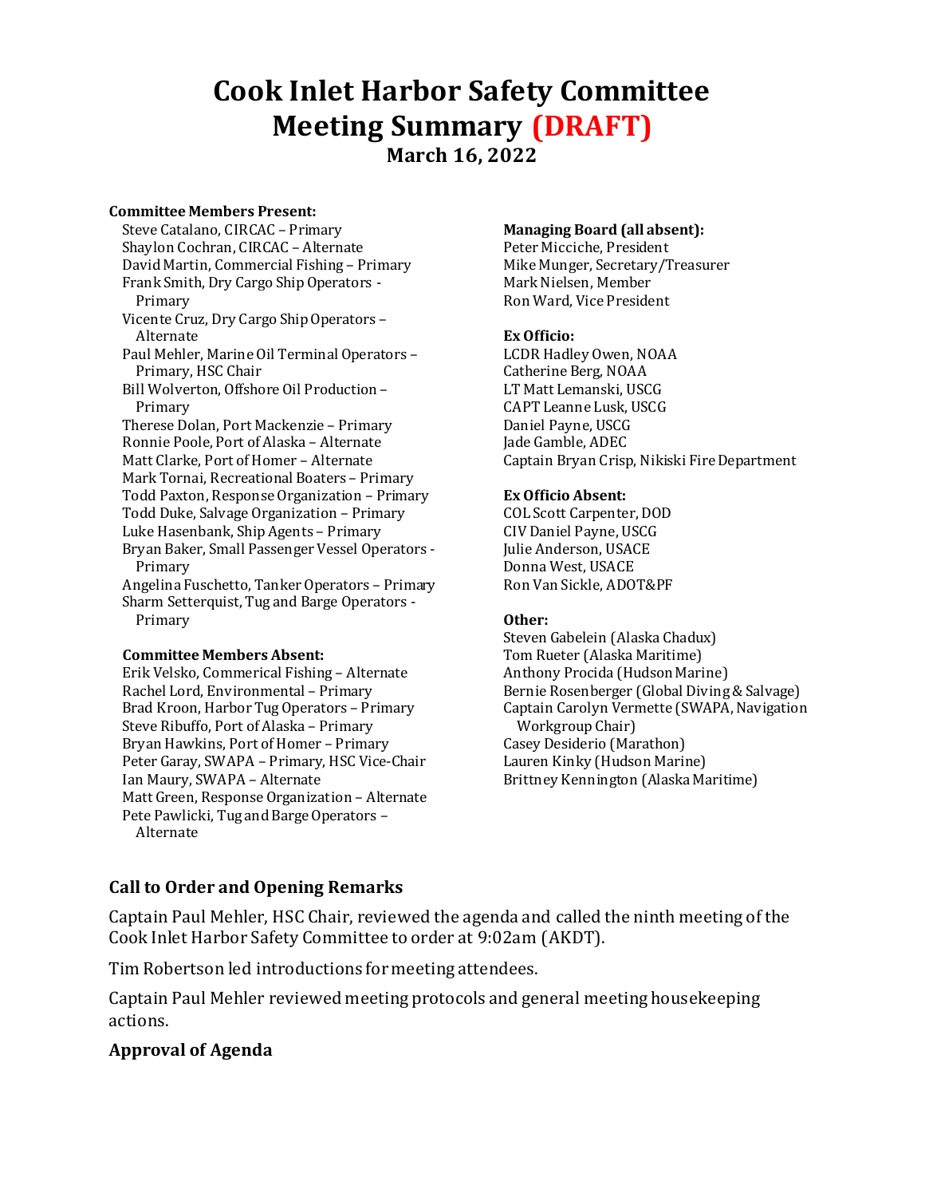# Cook Inlet Harbor Safety Committee
# Meeting Summary (DRAFT)
### March 16, 2022

**Committee Members Present:**

Steve Catalano, CIRCAC – Primary
Shaylon Cochran, CIRCAC – Alternate
David Martin, Commercial Fishing – Primary
Frank Smith, Dry Cargo Ship Operators - Primary
Vicente Cruz, Dry Cargo Ship Operators – Alternate
Paul Mehler, Marine Oil Terminal Operators – Primary, HSC Chair
Bill Wolverton, Offshore Oil Production – Primary
Therese Dolan, Port Mackenzie – Primary
Ronnie Poole, Port of Alaska – Alternate
Matt Clarke, Port of Homer – Alternate
Mark Tornai, Recreational Boaters – Primary
Todd Paxton, Response Organization – Primary
Todd Duke, Salvage Organization – Primary
Luke Hasenbank, Ship Agents – Primary
Bryan Baker, Small Passenger Vessel Operators - Primary
Angelina Fuschetto, Tanker Operators – Primary
Sharm Setterquist, Tug and Barge Operators - Primary

**Committee Members Absent:**

Erik Velsko, Commerical Fishing – Alternate
Rachel Lord, Environmental – Primary
Brad Kroon, Harbor Tug Operators – Primary
Steve Ribuffo, Port of Alaska – Primary
Bryan Hawkins, Port of Homer – Primary
Peter Garay, SWAPA – Primary, HSC Vice-Chair
Ian Maury, SWAPA – Alternate
Matt Green, Response Organization – Alternate
Pete Pawlicki, Tug and Barge Operators – Alternate

**Managing Board (all absent):**

Peter Micciche, President
Mike Munger, Secretary/Treasurer
Mark Nielsen, Member
Ron Ward, Vice President

**Ex Officio:**

LCDR Hadley Owen, NOAA
Catherine Berg, NOAA
LT Matt Lemanski, USCG
CAPT Leanne Lusk, USCG
Daniel Payne, USCG
Jade Gamble, ADEC
Captain Bryan Crisp, Nikiski Fire Department

**Ex Officio Absent:**

COL Scott Carpenter, DOD
CIV Daniel Payne, USCG
Julie Anderson, USACE
Donna West, USACE
Ron Van Sickle, ADOT&PF

**Other:**

Steven Gabelein (Alaska Chadux)
Tom Rueter (Alaska Maritime)
Anthony Procida (Hudson Marine)
Bernie Rosenberger (Global Diving & Salvage)
Captain Carolyn Vermette (SWAPA, Navigation Workgroup Chair)
Casey Desiderio (Marathon)
Lauren Kinky (Hudson Marine)
Brittney Kennington (Alaska Maritime)

## Call to Order and Opening Remarks

Captain Paul Mehler, HSC Chair, reviewed the agenda and called the ninth meeting of the Cook Inlet Harbor Safety Committee to order at 9:02am (AKDT).

Tim Robertson led introductions for meeting attendees.

Captain Paul Mehler reviewed meeting protocols and general meeting housekeeping actions.

## Approval of Agenda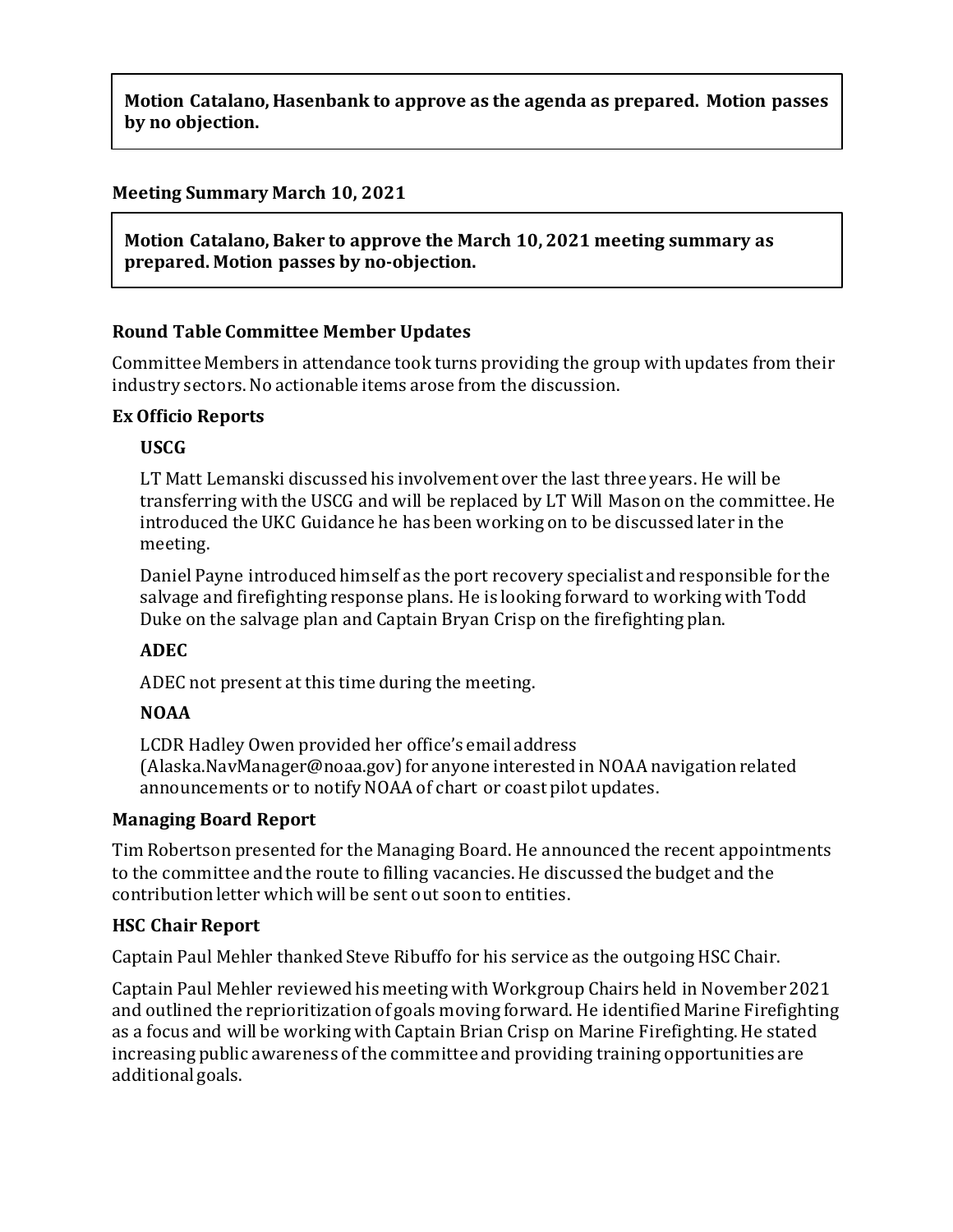**Motion Catalano, Hasenbank to approve as the agenda as prepared. Motion passes by no objection.**

### Meeting Summary March 10, 2021

**Motion Catalano, Baker to approve the March 10, 2021 meeting summary as prepared. Motion passes by no-objection.**

### Round Table Committee Member Updates

Committee Members in attendance took turns providing the group with updates from their industry sectors. No actionable items arose from the discussion.

### Ex Officio Reports

#### USCG

LT Matt Lemanski discussed his involvement over the last three years. He will be transferring with the USCG and will be replaced by LT Will Mason on the committee. He introduced the UKC Guidance he has been working on to be discussed later in the meeting.

Daniel Payne introduced himself as the port recovery specialist and responsible for the salvage and firefighting response plans. He is looking forward to working with Todd Duke on the salvage plan and Captain Bryan Crisp on the firefighting plan.

#### ADEC

ADEC not present at this time during the meeting.

#### NOAA

LCDR Hadley Owen provided her office's email address (Alaska.NavManager@noaa.gov) for anyone interested in NOAA navigation related announcements or to notify NOAA of chart or coast pilot updates.

### Managing Board Report

Tim Robertson presented for the Managing Board. He announced the recent appointments to the committee and the route to filling vacancies. He discussed the budget and the contribution letter which will be sent out soon to entities.

### HSC Chair Report

Captain Paul Mehler thanked Steve Ribuffo for his service as the outgoing HSC Chair.

Captain Paul Mehler reviewed his meeting with Workgroup Chairs held in November 2021 and outlined the reprioritization of goals moving forward. He identified Marine Firefighting as a focus and will be working with Captain Brian Crisp on Marine Firefighting. He stated increasing public awareness of the committee and providing training opportunities are additional goals.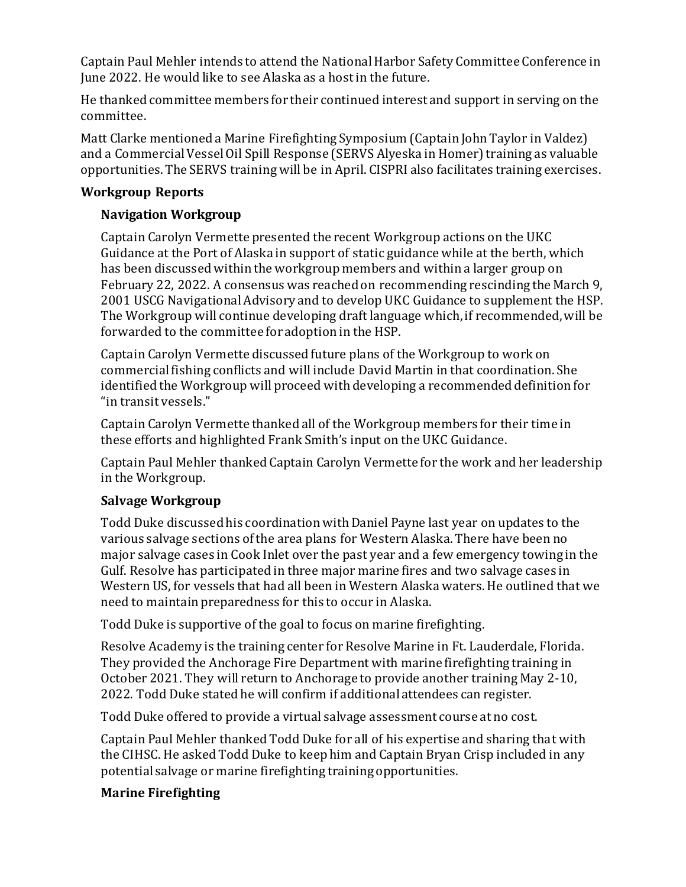Captain Paul Mehler intends to attend the National Harbor Safety Committee Conference in June 2022. He would like to see Alaska as a host in the future.

He thanked committee members for their continued interest and support in serving on the committee.

Matt Clarke mentioned a Marine Firefighting Symposium (Captain John Taylor in Valdez) and a Commercial Vessel Oil Spill Response (SERVS Alyeska in Homer) training as valuable opportunities. The SERVS training will be in April. CISPRI also facilitates training exercises.

## Workgroup Reports

### Navigation Workgroup

Captain Carolyn Vermette presented the recent Workgroup actions on the UKC Guidance at the Port of Alaska in support of static guidance while at the berth, which has been discussed within the workgroup members and within a larger group on February 22, 2022. A consensus was reached on recommending rescinding the March 9, 2001 USCG Navigational Advisory and to develop UKC Guidance to supplement the HSP. The Workgroup will continue developing draft language which, if recommended, will be forwarded to the committee for adoption in the HSP.

Captain Carolyn Vermette discussed future plans of the Workgroup to work on commercial fishing conflicts and will include David Martin in that coordination. She identified the Workgroup will proceed with developing a recommended definition for "in transit vessels."

Captain Carolyn Vermette thanked all of the Workgroup members for their time in these efforts and highlighted Frank Smith's input on the UKC Guidance.

Captain Paul Mehler thanked Captain Carolyn Vermette for the work and her leadership in the Workgroup.

### Salvage Workgroup

Todd Duke discussed his coordination with Daniel Payne last year on updates to the various salvage sections of the area plans for Western Alaska. There have been no major salvage cases in Cook Inlet over the past year and a few emergency towing in the Gulf. Resolve has participated in three major marine fires and two salvage cases in Western US, for vessels that had all been in Western Alaska waters. He outlined that we need to maintain preparedness for this to occur in Alaska.

Todd Duke is supportive of the goal to focus on marine firefighting.

Resolve Academy is the training center for Resolve Marine in Ft. Lauderdale, Florida. They provided the Anchorage Fire Department with marine firefighting training in October 2021. They will return to Anchorage to provide another training May 2-10, 2022. Todd Duke stated he will confirm if additional attendees can register.

Todd Duke offered to provide a virtual salvage assessment course at no cost.

Captain Paul Mehler thanked Todd Duke for all of his expertise and sharing that with the CIHSC. He asked Todd Duke to keep him and Captain Bryan Crisp included in any potential salvage or marine firefighting training opportunities.

### Marine Firefighting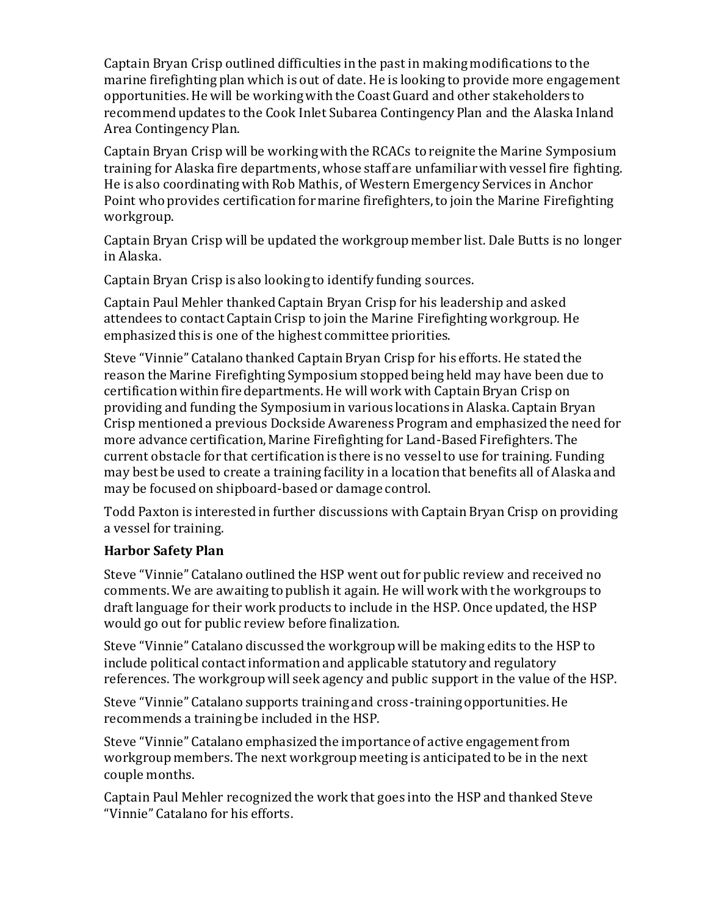Captain Bryan Crisp outlined difficulties in the past in making modifications to the marine firefighting plan which is out of date. He is looking to provide more engagement opportunities. He will be working with the Coast Guard and other stakeholders to recommend updates to the Cook Inlet Subarea Contingency Plan and the Alaska Inland Area Contingency Plan.

Captain Bryan Crisp will be working with the RCACs to reignite the Marine Symposium training for Alaska fire departments, whose staff are unfamiliar with vessel fire fighting. He is also coordinating with Rob Mathis, of Western Emergency Services in Anchor Point who provides certification for marine firefighters, to join the Marine Firefighting workgroup.

Captain Bryan Crisp will be updated the workgroup member list. Dale Butts is no longer in Alaska.

Captain Bryan Crisp is also looking to identify funding sources.

Captain Paul Mehler thanked Captain Bryan Crisp for his leadership and asked attendees to contact Captain Crisp to join the Marine Firefighting workgroup. He emphasized this is one of the highest committee priorities.

Steve "Vinnie" Catalano thanked Captain Bryan Crisp for his efforts. He stated the reason the Marine Firefighting Symposium stopped being held may have been due to certification within fire departments. He will work with Captain Bryan Crisp on providing and funding the Symposium in various locations in Alaska. Captain Bryan Crisp mentioned a previous Dockside Awareness Program and emphasized the need for more advance certification, Marine Firefighting for Land-Based Firefighters. The current obstacle for that certification is there is no vessel to use for training. Funding may best be used to create a training facility in a location that benefits all of Alaska and may be focused on shipboard-based or damage control.

Todd Paxton is interested in further discussions with Captain Bryan Crisp on providing a vessel for training.

**Harbor Safety Plan**

Steve "Vinnie" Catalano outlined the HSP went out for public review and received no comments. We are awaiting to publish it again. He will work with the workgroups to draft language for their work products to include in the HSP. Once updated, the HSP would go out for public review before finalization.

Steve "Vinnie" Catalano discussed the workgroup will be making edits to the HSP to include political contact information and applicable statutory and regulatory references. The workgroup will seek agency and public support in the value of the HSP.

Steve "Vinnie" Catalano supports training and cross-training opportunities. He recommends a training be included in the HSP.

Steve "Vinnie" Catalano emphasized the importance of active engagement from workgroup members. The next workgroup meeting is anticipated to be in the next couple months.

Captain Paul Mehler recognized the work that goes into the HSP and thanked Steve "Vinnie" Catalano for his efforts.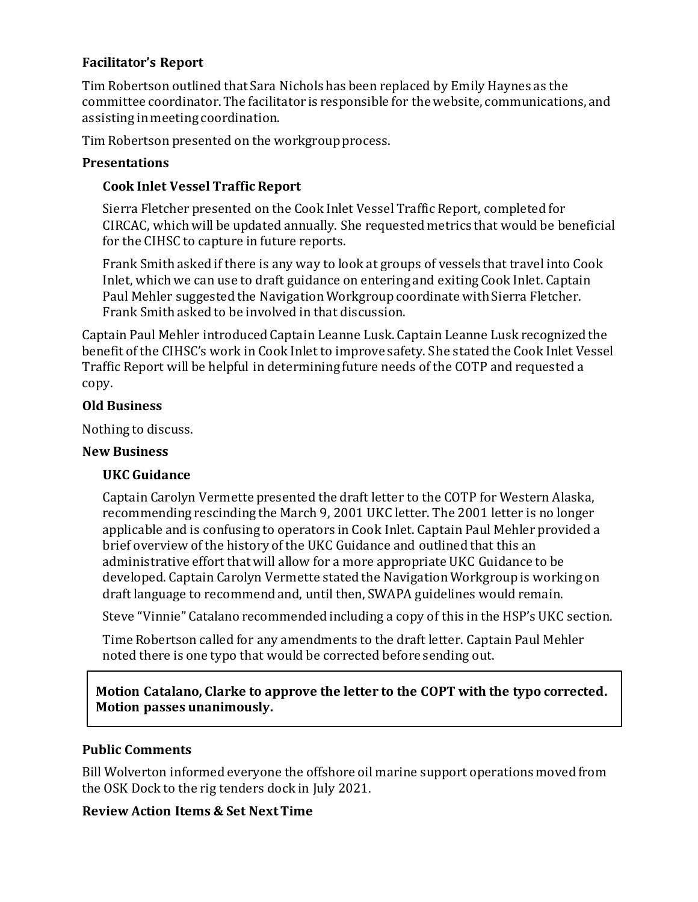### Facilitator's Report

Tim Robertson outlined that Sara Nichols has been replaced by Emily Haynes as the committee coordinator. The facilitator is responsible for the website, communications, and assisting in meeting coordination.

Tim Robertson presented on the workgroup process.

### Presentations

#### Cook Inlet Vessel Traffic Report

Sierra Fletcher presented on the Cook Inlet Vessel Traffic Report, completed for CIRCAC, which will be updated annually. She requested metrics that would be beneficial for the CIHSC to capture in future reports.

Frank Smith asked if there is any way to look at groups of vessels that travel into Cook Inlet, which we can use to draft guidance on entering and exiting Cook Inlet. Captain Paul Mehler suggested the Navigation Workgroup coordinate with Sierra Fletcher. Frank Smith asked to be involved in that discussion.

Captain Paul Mehler introduced Captain Leanne Lusk. Captain Leanne Lusk recognized the benefit of the CIHSC's work in Cook Inlet to improve safety. She stated the Cook Inlet Vessel Traffic Report will be helpful in determining future needs of the COTP and requested a copy.

### Old Business

Nothing to discuss.

### New Business

#### UKC Guidance

Captain Carolyn Vermette presented the draft letter to the COTP for Western Alaska, recommending rescinding the March 9, 2001 UKC letter. The 2001 letter is no longer applicable and is confusing to operators in Cook Inlet. Captain Paul Mehler provided a brief overview of the history of the UKC Guidance and outlined that this an administrative effort that will allow for a more appropriate UKC Guidance to be developed. Captain Carolyn Vermette stated the Navigation Workgroup is working on draft language to recommend and, until then, SWAPA guidelines would remain.

Steve "Vinnie" Catalano recommended including a copy of this in the HSP's UKC section.

Time Robertson called for any amendments to the draft letter. Captain Paul Mehler noted there is one typo that would be corrected before sending out.

**Motion Catalano, Clarke to approve the letter to the COPT with the typo corrected. Motion passes unanimously.**

### Public Comments

Bill Wolverton informed everyone the offshore oil marine support operations moved from the OSK Dock to the rig tenders dock in July 2021.

### Review Action Items & Set Next Time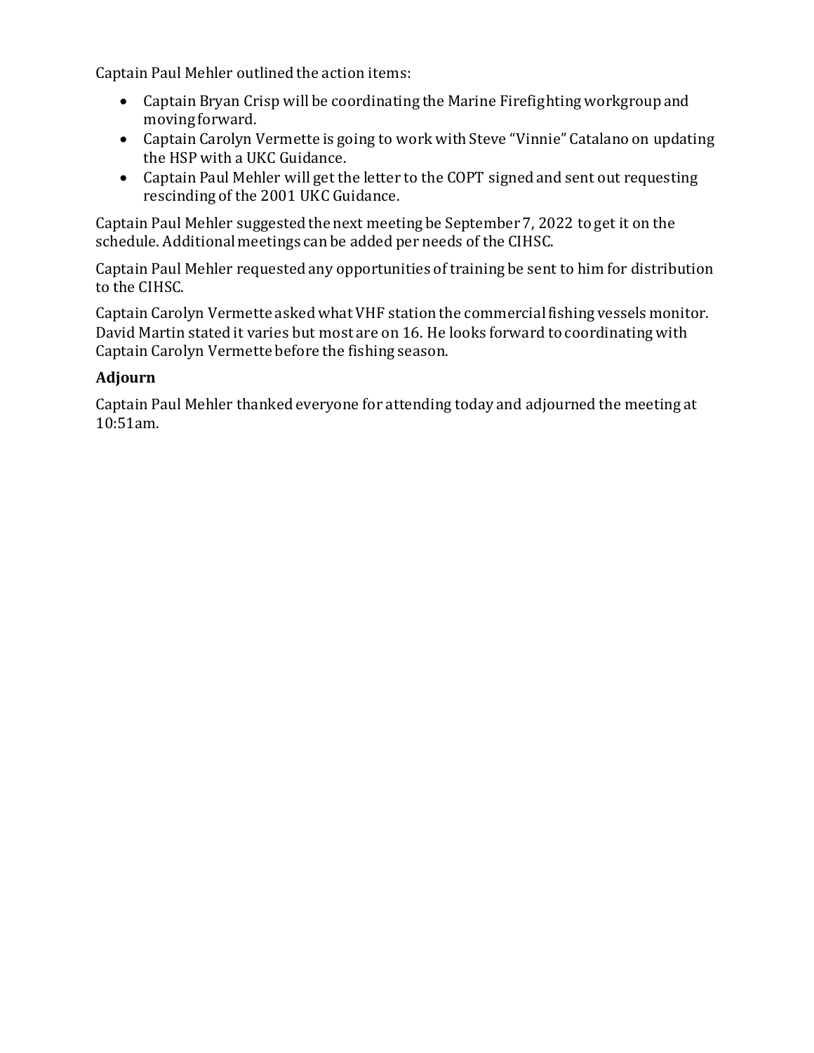Captain Paul Mehler outlined the action items:

- Captain Bryan Crisp will be coordinating the Marine Firefighting workgroup and moving forward.
- Captain Carolyn Vermette is going to work with Steve "Vinnie" Catalano on updating the HSP with a UKC Guidance.
- Captain Paul Mehler will get the letter to the COPT signed and sent out requesting rescinding of the 2001 UKC Guidance.

Captain Paul Mehler suggested the next meeting be September 7, 2022 to get it on the schedule. Additional meetings can be added per needs of the CIHSC.

Captain Paul Mehler requested any opportunities of training be sent to him for distribution to the CIHSC.

Captain Carolyn Vermette asked what VHF station the commercial fishing vessels monitor. David Martin stated it varies but most are on 16. He looks forward to coordinating with Captain Carolyn Vermette before the fishing season.

**Adjourn**

Captain Paul Mehler thanked everyone for attending today and adjourned the meeting at 10:51am.